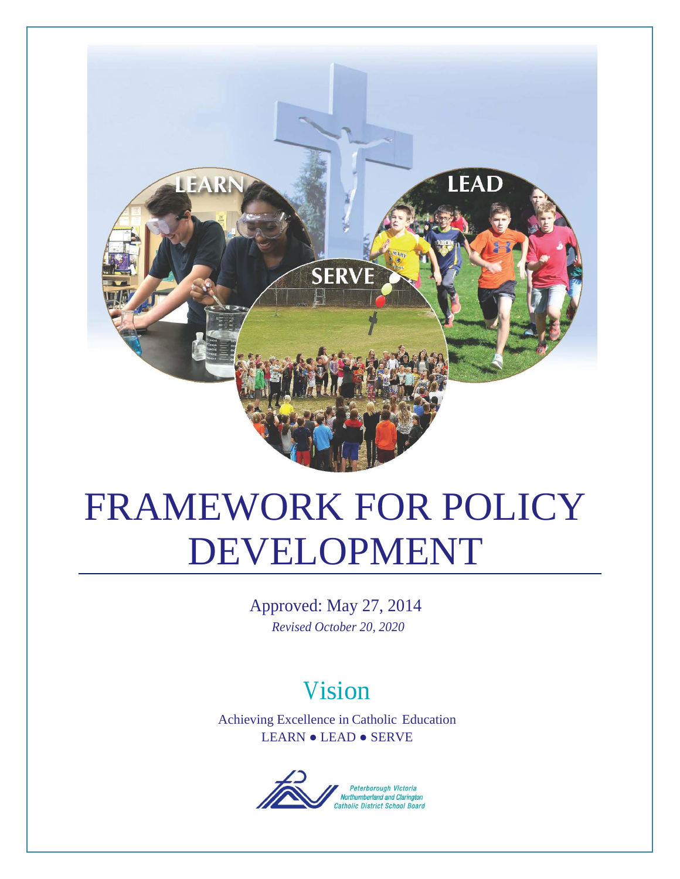# FRAMEWORK FOR POLICY DEVELOPMENT

Approved: May 27, 2014

*Revised October 20, 2020*

## Vision

Achieving Excellence in Catholic Education

LEARN ● LEAD ● SERVE

Peterborough Victoria Northumberland and Clarington Catholic District School Board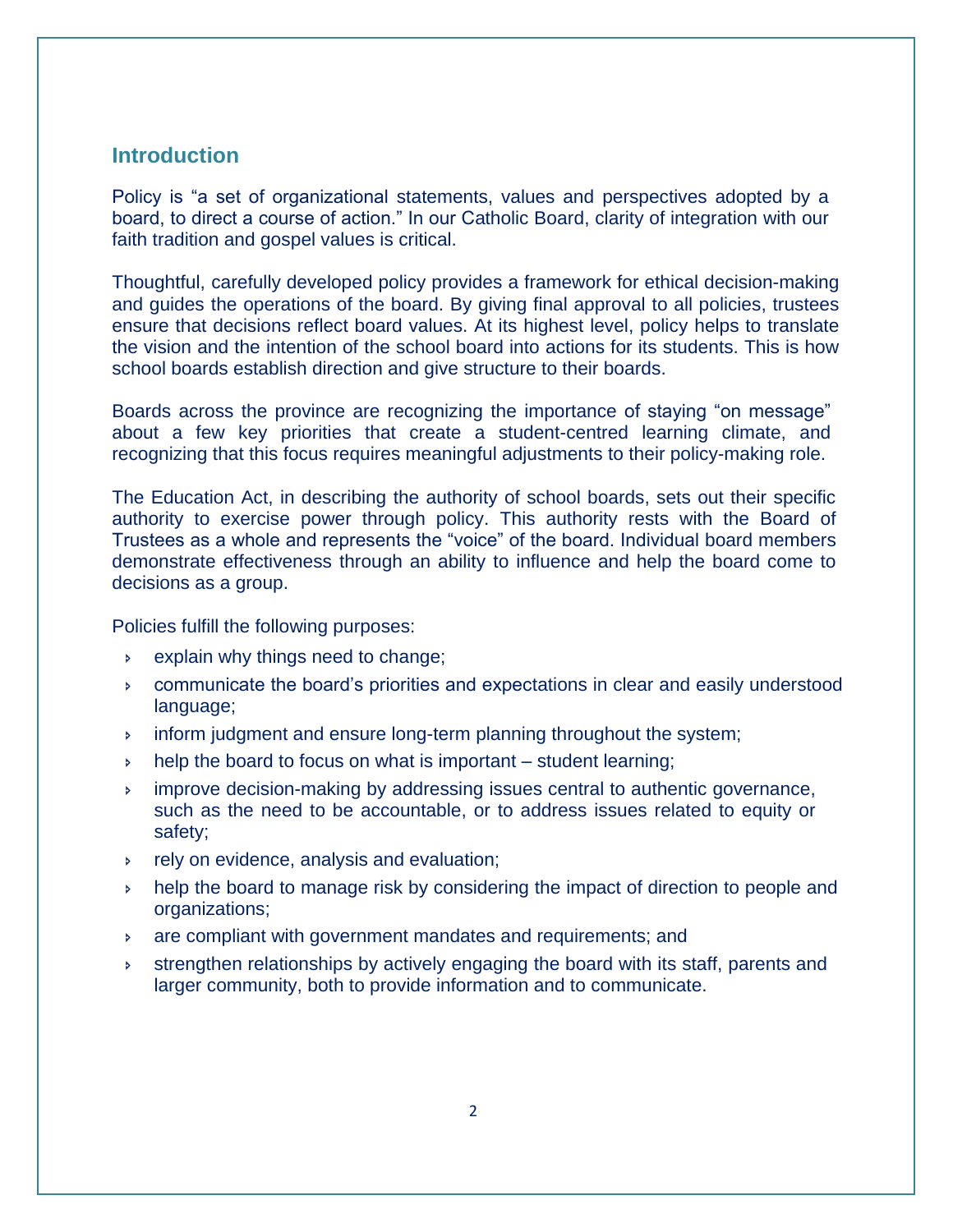## Introduction

Policy is “a set of organizational statements, values and perspectives adopted by a board, to direct a course of action.” In our Catholic Board, clarity of integration with our faith tradition and gospel values is critical.

Thoughtful, carefully developed policy provides a framework for ethical decision-making and guides the operations of the board. By giving final approval to all policies, trustees ensure that decisions reflect board values. At its highest level, policy helps to translate the vision and the intention of the school board into actions for its students. This is how school boards establish direction and give structure to their boards.

Boards across the province are recognizing the importance of staying “on message” about a few key priorities that create a student-centred learning climate, and recognizing that this focus requires meaningful adjustments to their policy-making role.

The Education Act, in describing the authority of school boards, sets out their specific authority to exercise power through policy. This authority rests with the Board of Trustees as a whole and represents the “voice” of the board. Individual board members demonstrate effectiveness through an ability to influence and help the board come to decisions as a group.

Policies fulfill the following purposes:

- explain why things need to change;
- communicate the board’s priorities and expectations in clear and easily understood language;
- inform judgment and ensure long-term planning throughout the system;
- help the board to focus on what is important – student learning;
- improve decision-making by addressing issues central to authentic governance, such as the need to be accountable, or to address issues related to equity or safety;
- rely on evidence, analysis and evaluation;
- help the board to manage risk by considering the impact of direction to people and organizations;
- are compliant with government mandates and requirements; and
- strengthen relationships by actively engaging the board with its staff, parents and larger community, both to provide information and to communicate.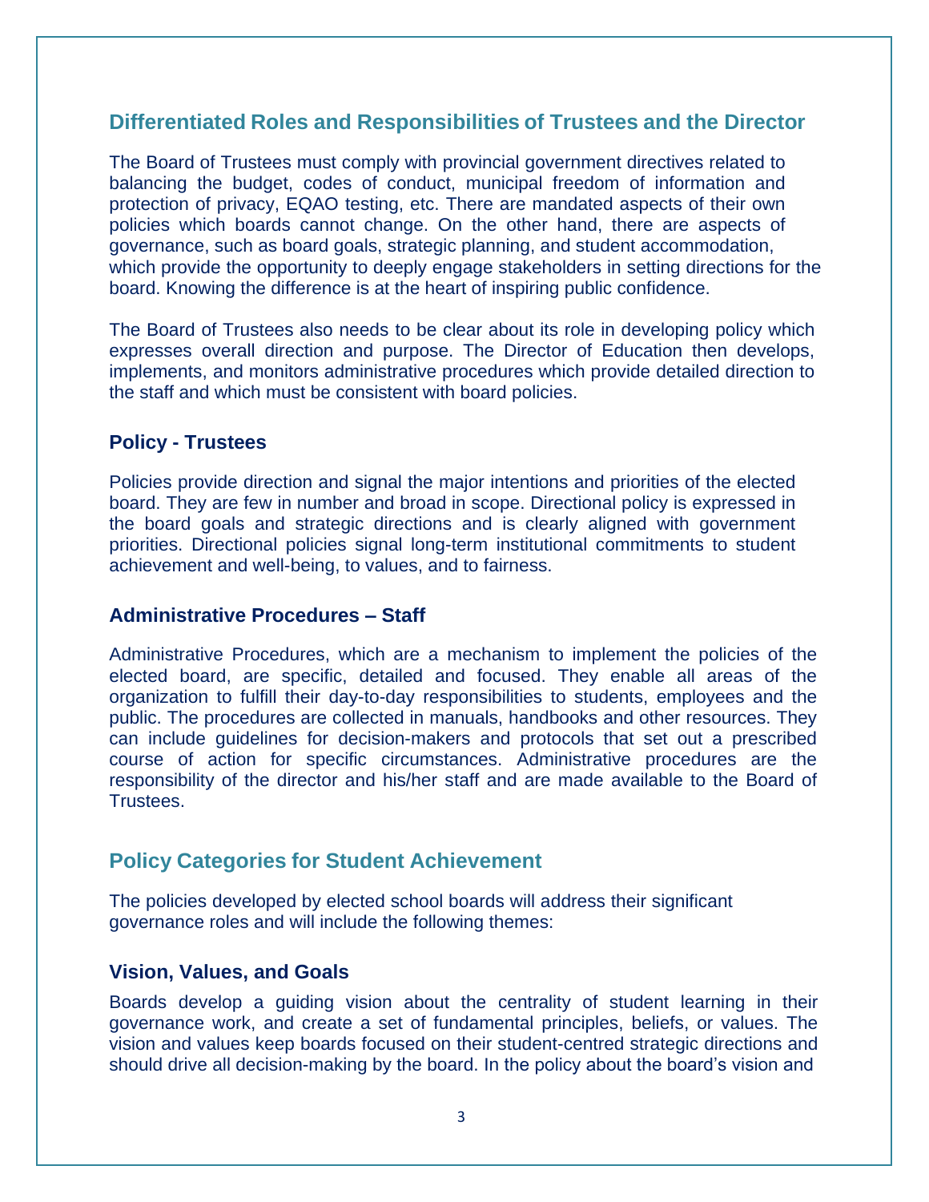## Differentiated Roles and Responsibilities of Trustees and the Director

The Board of Trustees must comply with provincial government directives related to balancing the budget, codes of conduct, municipal freedom of information and protection of privacy, EQAO testing, etc. There are mandated aspects of their own policies which boards cannot change. On the other hand, there are aspects of governance, such as board goals, strategic planning, and student accommodation, which provide the opportunity to deeply engage stakeholders in setting directions for the board. Knowing the difference is at the heart of inspiring public confidence.

The Board of Trustees also needs to be clear about its role in developing policy which expresses overall direction and purpose. The Director of Education then develops, implements, and monitors administrative procedures which provide detailed direction to the staff and which must be consistent with board policies.

### Policy - Trustees

Policies provide direction and signal the major intentions and priorities of the elected board. They are few in number and broad in scope. Directional policy is expressed in the board goals and strategic directions and is clearly aligned with government priorities. Directional policies signal long-term institutional commitments to student achievement and well-being, to values, and to fairness.

### Administrative Procedures – Staff

Administrative Procedures, which are a mechanism to implement the policies of the elected board, are specific, detailed and focused. They enable all areas of the organization to fulfill their day-to-day responsibilities to students, employees and the public. The procedures are collected in manuals, handbooks and other resources. They can include guidelines for decision-makers and protocols that set out a prescribed course of action for specific circumstances. Administrative procedures are the responsibility of the director and his/her staff and are made available to the Board of Trustees.

## Policy Categories for Student Achievement

The policies developed by elected school boards will address their significant governance roles and will include the following themes:

### Vision, Values, and Goals

Boards develop a guiding vision about the centrality of student learning in their governance work, and create a set of fundamental principles, beliefs, or values. The vision and values keep boards focused on their student-centred strategic directions and should drive all decision-making by the board. In the policy about the board's vision and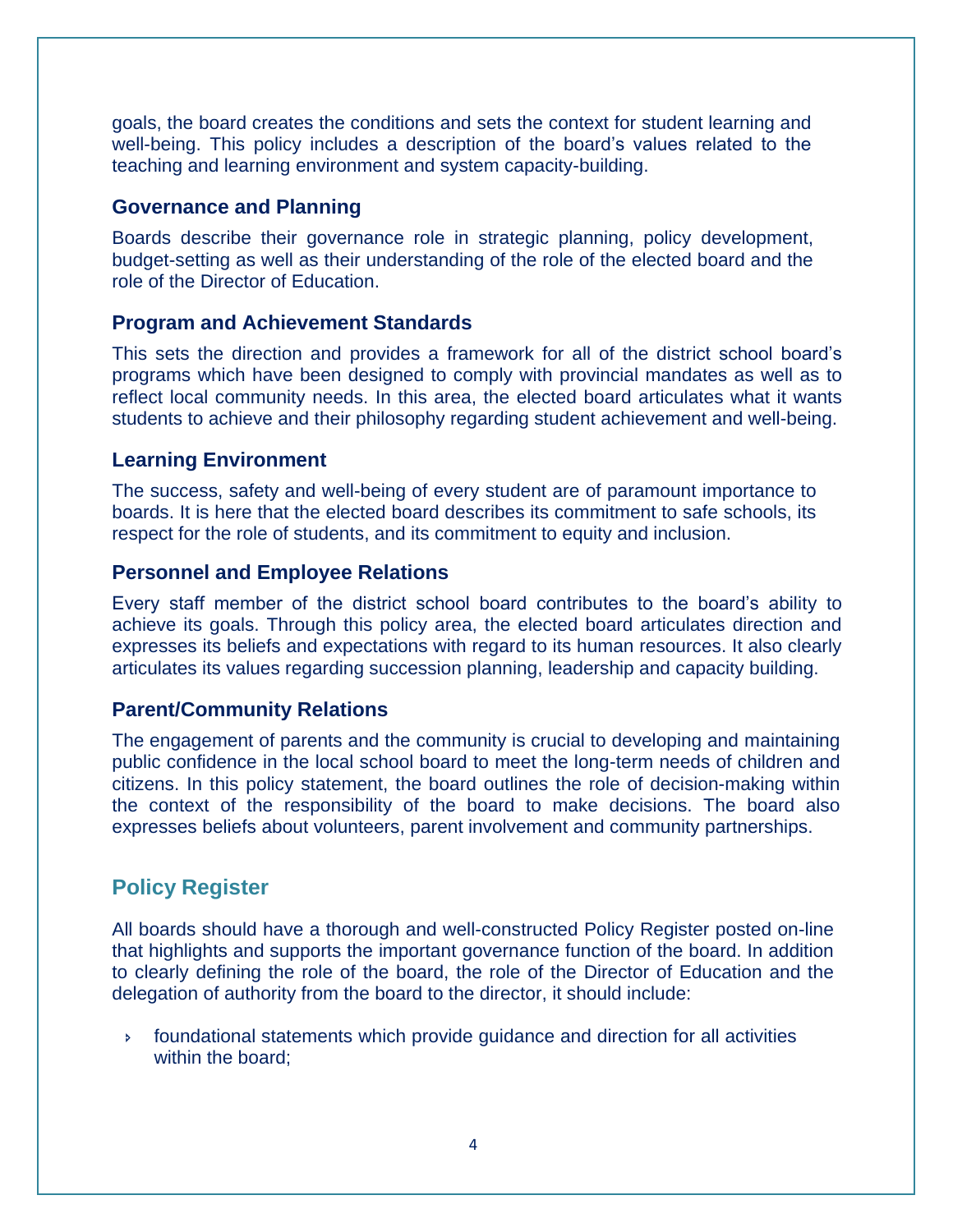goals, the board creates the conditions and sets the context for student learning and well-being. This policy includes a description of the board's values related to the teaching and learning environment and system capacity-building.

### Governance and Planning

Boards describe their governance role in strategic planning, policy development, budget-setting as well as their understanding of the role of the elected board and the role of the Director of Education.

### Program and Achievement Standards

This sets the direction and provides a framework for all of the district school board's programs which have been designed to comply with provincial mandates as well as to reflect local community needs. In this area, the elected board articulates what it wants students to achieve and their philosophy regarding student achievement and well-being.

### Learning Environment

The success, safety and well-being of every student are of paramount importance to boards. It is here that the elected board describes its commitment to safe schools, its respect for the role of students, and its commitment to equity and inclusion.

### Personnel and Employee Relations

Every staff member of the district school board contributes to the board's ability to achieve its goals. Through this policy area, the elected board articulates direction and expresses its beliefs and expectations with regard to its human resources. It also clearly articulates its values regarding succession planning, leadership and capacity building.

### Parent/Community Relations

The engagement of parents and the community is crucial to developing and maintaining public confidence in the local school board to meet the long-term needs of children and citizens. In this policy statement, the board outlines the role of decision-making within the context of the responsibility of the board to make decisions. The board also expresses beliefs about volunteers, parent involvement and community partnerships.

## Policy Register

All boards should have a thorough and well-constructed Policy Register posted on-line that highlights and supports the important governance function of the board. In addition to clearly defining the role of the board, the role of the Director of Education and the delegation of authority from the board to the director, it should include:

- foundational statements which provide guidance and direction for all activities within the board;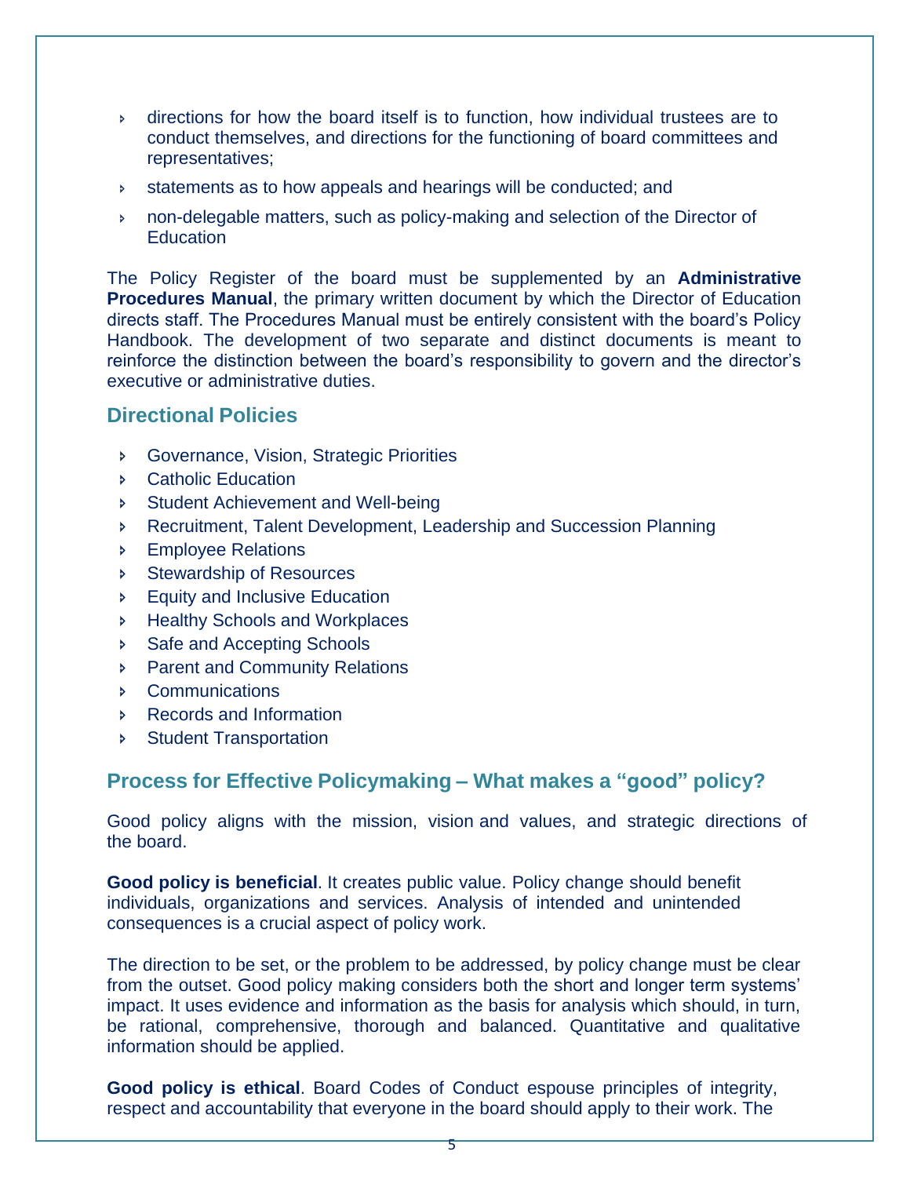- directions for how the board itself is to function, how individual trustees are to conduct themselves, and directions for the functioning of board committees and representatives;
- statements as to how appeals and hearings will be conducted; and
- non-delegable matters, such as policy-making and selection of the Director of Education

The Policy Register of the board must be supplemented by an **Administrative Procedures Manual**, the primary written document by which the Director of Education directs staff. The Procedures Manual must be entirely consistent with the board's Policy Handbook. The development of two separate and distinct documents is meant to reinforce the distinction between the board's responsibility to govern and the director's executive or administrative duties.

## Directional Policies

- Governance, Vision, Strategic Priorities
- Catholic Education
- Student Achievement and Well-being
- Recruitment, Talent Development, Leadership and Succession Planning
- Employee Relations
- Stewardship of Resources
- Equity and Inclusive Education
- Healthy Schools and Workplaces
- Safe and Accepting Schools
- Parent and Community Relations
- Communications
- Records and Information
- Student Transportation

## Process for Effective Policymaking – What makes a "good" policy?

Good policy aligns with the mission, vision and values, and strategic directions of the board.

**Good policy is beneficial**. It creates public value. Policy change should benefit individuals, organizations and services. Analysis of intended and unintended consequences is a crucial aspect of policy work.

The direction to be set, or the problem to be addressed, by policy change must be clear from the outset. Good policy making considers both the short and longer term systems' impact. It uses evidence and information as the basis for analysis which should, in turn, be rational, comprehensive, thorough and balanced. Quantitative and qualitative information should be applied.

**Good policy is ethical**. Board Codes of Conduct espouse principles of integrity, respect and accountability that everyone in the board should apply to their work. The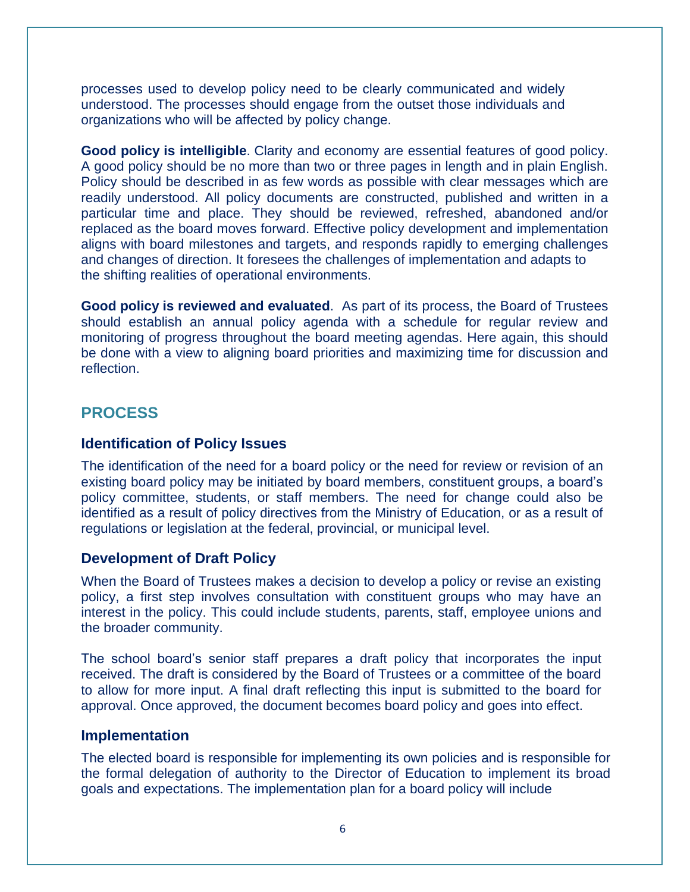processes used to develop policy need to be clearly communicated and widely understood. The processes should engage from the outset those individuals and organizations who will be affected by policy change.

**Good policy is intelligible**. Clarity and economy are essential features of good policy. A good policy should be no more than two or three pages in length and in plain English. Policy should be described in as few words as possible with clear messages which are readily understood. All policy documents are constructed, published and written in a particular time and place. They should be reviewed, refreshed, abandoned and/or replaced as the board moves forward. Effective policy development and implementation aligns with board milestones and targets, and responds rapidly to emerging challenges and changes of direction. It foresees the challenges of implementation and adapts to the shifting realities of operational environments.

**Good policy is reviewed and evaluated**. As part of its process, the Board of Trustees should establish an annual policy agenda with a schedule for regular review and monitoring of progress throughout the board meeting agendas. Here again, this should be done with a view to aligning board priorities and maximizing time for discussion and reflection.

## PROCESS

### Identification of Policy Issues

The identification of the need for a board policy or the need for review or revision of an existing board policy may be initiated by board members, constituent groups, a board's policy committee, students, or staff members. The need for change could also be identified as a result of policy directives from the Ministry of Education, or as a result of regulations or legislation at the federal, provincial, or municipal level.

### Development of Draft Policy

When the Board of Trustees makes a decision to develop a policy or revise an existing policy, a first step involves consultation with constituent groups who may have an interest in the policy. This could include students, parents, staff, employee unions and the broader community.

The school board's senior staff prepares a draft policy that incorporates the input received. The draft is considered by the Board of Trustees or a committee of the board to allow for more input. A final draft reflecting this input is submitted to the board for approval. Once approved, the document becomes board policy and goes into effect.

### Implementation

The elected board is responsible for implementing its own policies and is responsible for the formal delegation of authority to the Director of Education to implement its broad goals and expectations. The implementation plan for a board policy will include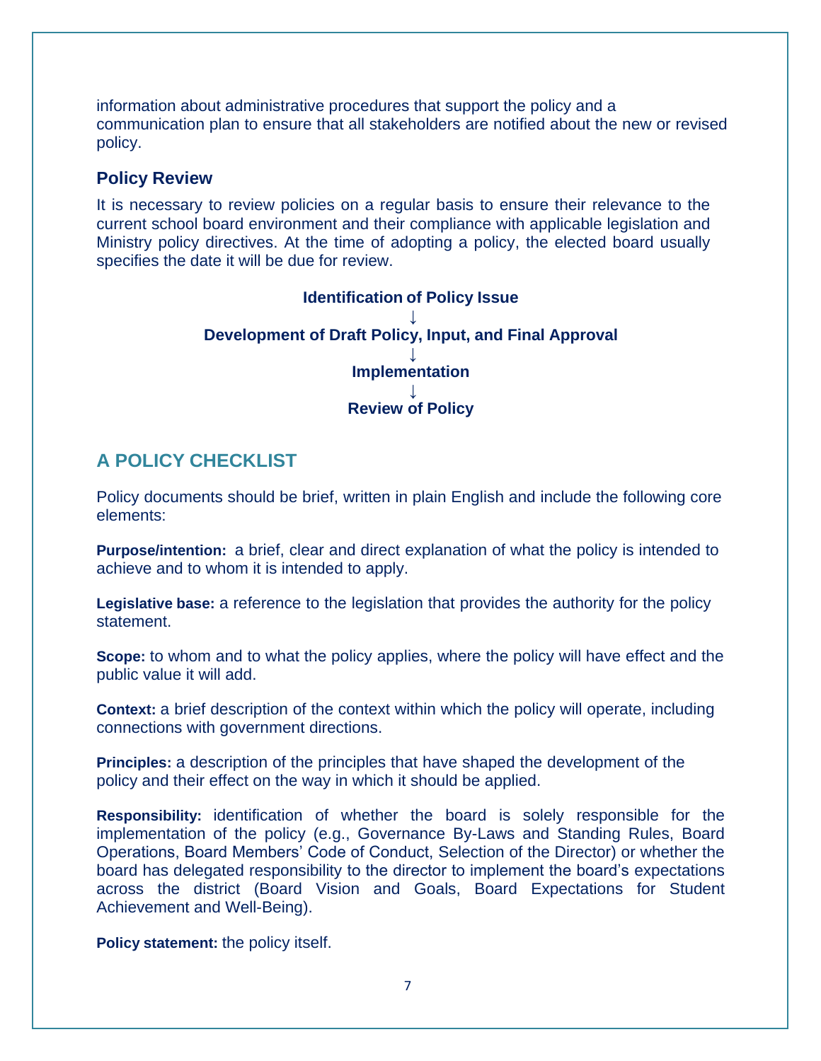information about administrative procedures that support the policy and a communication plan to ensure that all stakeholders are notified about the new or revised policy.

### Policy Review

It is necessary to review policies on a regular basis to ensure their relevance to the current school board environment and their compliance with applicable legislation and Ministry policy directives. At the time of adopting a policy, the elected board usually specifies the date it will be due for review.

**Identification of Policy Issue**

↓

**Development of Draft Policy, Input, and Final Approval**

↓

**Implementation**

↓

**Review of Policy**

## A POLICY CHECKLIST

Policy documents should be brief, written in plain English and include the following core elements:

**Purpose/intention:** a brief, clear and direct explanation of what the policy is intended to achieve and to whom it is intended to apply.

**Legislative base:** a reference to the legislation that provides the authority for the policy statement.

**Scope:** to whom and to what the policy applies, where the policy will have effect and the public value it will add.

**Context:** a brief description of the context within which the policy will operate, including connections with government directions.

**Principles:** a description of the principles that have shaped the development of the policy and their effect on the way in which it should be applied.

**Responsibility:** identification of whether the board is solely responsible for the implementation of the policy (e.g., Governance By-Laws and Standing Rules, Board Operations, Board Members' Code of Conduct, Selection of the Director) or whether the board has delegated responsibility to the director to implement the board's expectations across the district (Board Vision and Goals, Board Expectations for Student Achievement and Well-Being).

**Policy statement:** the policy itself.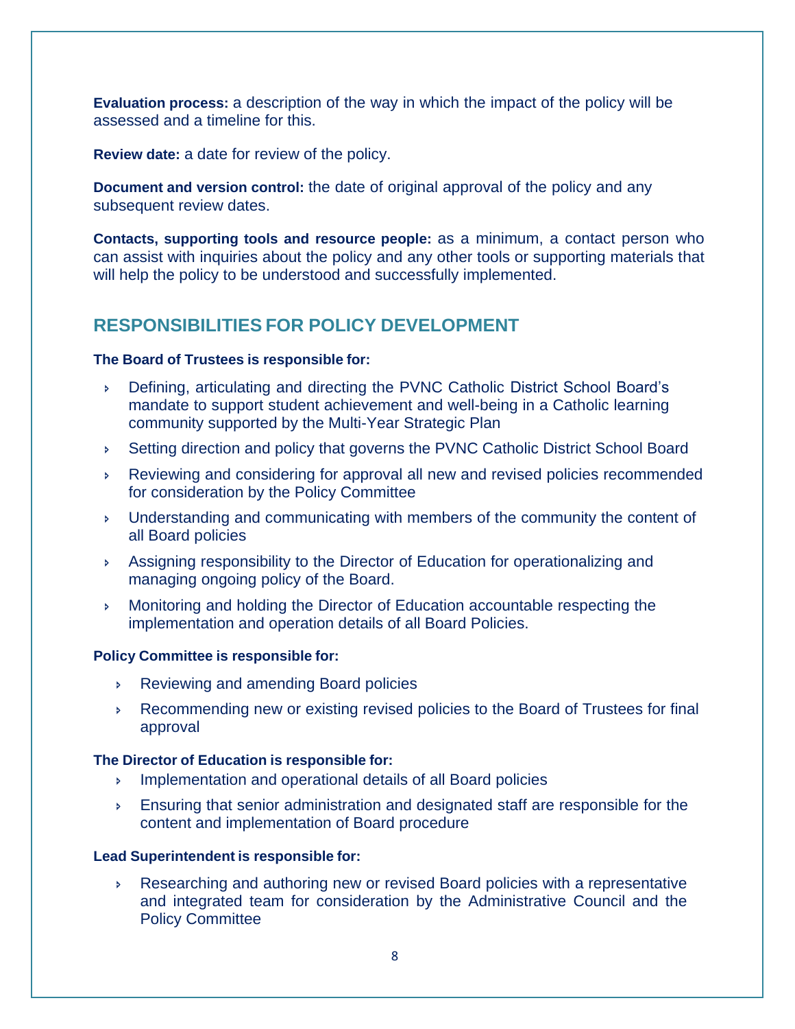**Evaluation process:** a description of the way in which the impact of the policy will be assessed and a timeline for this.

**Review date:** a date for review of the policy.

**Document and version control:** the date of original approval of the policy and any subsequent review dates.

**Contacts, supporting tools and resource people:** as a minimum, a contact person who can assist with inquiries about the policy and any other tools or supporting materials that will help the policy to be understood and successfully implemented.

## RESPONSIBILITIES FOR POLICY DEVELOPMENT

**The Board of Trustees is responsible for:**

- Defining, articulating and directing the PVNC Catholic District School Board's mandate to support student achievement and well-being in a Catholic learning community supported by the Multi-Year Strategic Plan
- Setting direction and policy that governs the PVNC Catholic District School Board
- Reviewing and considering for approval all new and revised policies recommended for consideration by the Policy Committee
- Understanding and communicating with members of the community the content of all Board policies
- Assigning responsibility to the Director of Education for operationalizing and managing ongoing policy of the Board.
- Monitoring and holding the Director of Education accountable respecting the implementation and operation details of all Board Policies.

**Policy Committee is responsible for:**

- Reviewing and amending Board policies
- Recommending new or existing revised policies to the Board of Trustees for final approval

**The Director of Education is responsible for:**

- Implementation and operational details of all Board policies
- Ensuring that senior administration and designated staff are responsible for the content and implementation of Board procedure

**Lead Superintendent is responsible for:**

- Researching and authoring new or revised Board policies with a representative and integrated team for consideration by the Administrative Council and the Policy Committee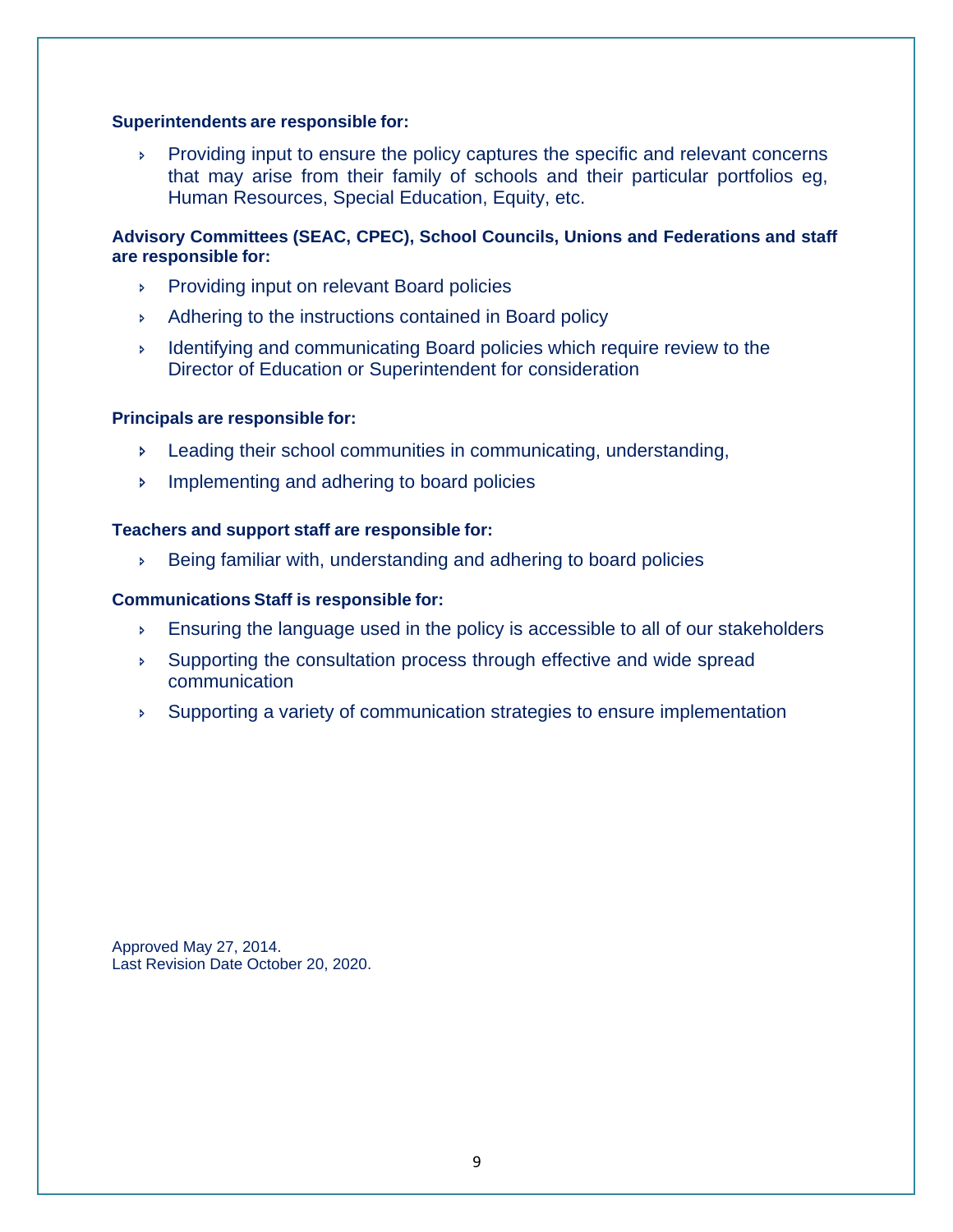**Superintendents are responsible for:**

- Providing input to ensure the policy captures the specific and relevant concerns that may arise from their family of schools and their particular portfolios eg, Human Resources, Special Education, Equity, etc.

**Advisory Committees (SEAC, CPEC), School Councils, Unions and Federations and staff are responsible for:**

- Providing input on relevant Board policies
- Adhering to the instructions contained in Board policy
- Identifying and communicating Board policies which require review to the Director of Education or Superintendent for consideration

**Principals are responsible for:**

- Leading their school communities in communicating, understanding,
- Implementing and adhering to board policies

**Teachers and support staff are responsible for:**

- Being familiar with, understanding and adhering to board policies

**Communications Staff is responsible for:**

- Ensuring the language used in the policy is accessible to all of our stakeholders
- Supporting the consultation process through effective and wide spread communication
- Supporting a variety of communication strategies to ensure implementation

Approved May 27, 2014.
Last Revision Date October 20, 2020.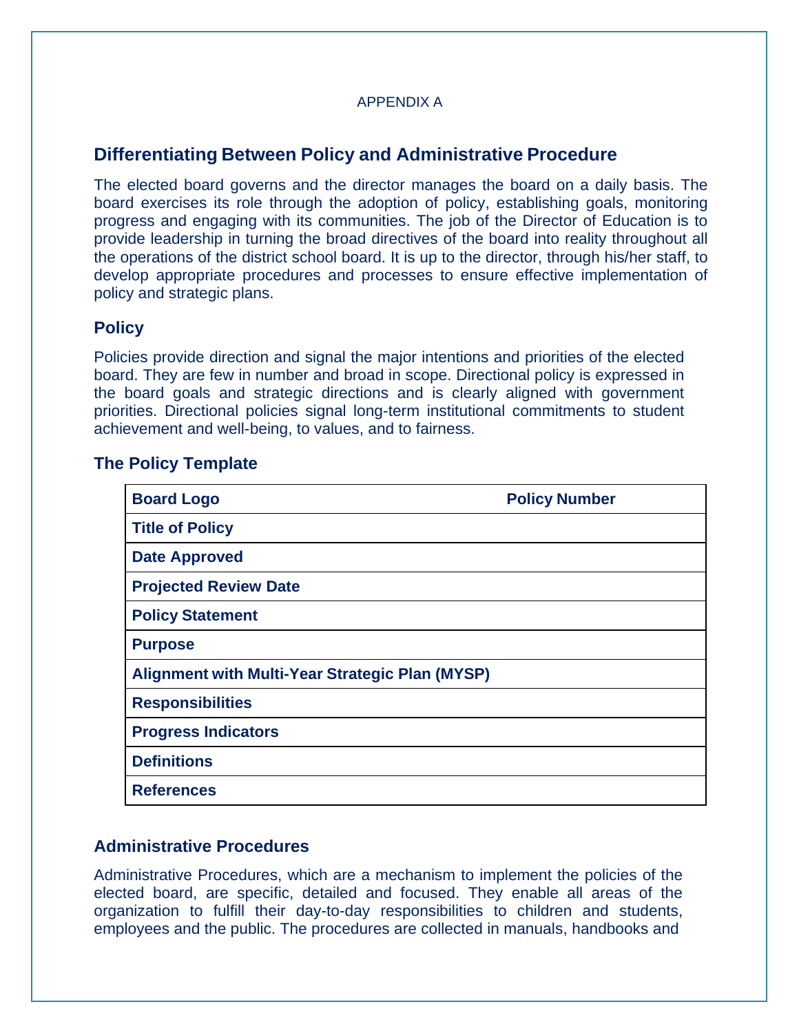APPENDIX A

## Differentiating Between Policy and Administrative Procedure

The elected board governs and the director manages the board on a daily basis. The board exercises its role through the adoption of policy, establishing goals, monitoring progress and engaging with its communities. The job of the Director of Education is to provide leadership in turning the broad directives of the board into reality throughout all the operations of the district school board. It is up to the director, through his/her staff, to develop appropriate procedures and processes to ensure effective implementation of policy and strategic plans.

### Policy

Policies provide direction and signal the major intentions and priorities of the elected board. They are few in number and broad in scope. Directional policy is expressed in the board goals and strategic directions and is clearly aligned with government priorities. Directional policies signal long-term institutional commitments to student achievement and well-being, to values, and to fairness.

### The Policy Template

| **Board Logo** | **Policy Number** |
|---|---|
| **Title of Policy** | |
| **Date Approved** | |
| **Projected Review Date** | |
| **Policy Statement** | |
| **Purpose** | |
| **Alignment with Multi-Year Strategic Plan (MYSP)** | |
| **Responsibilities** | |
| **Progress Indicators** | |
| **Definitions** | |
| **References** | |

### Administrative Procedures

Administrative Procedures, which are a mechanism to implement the policies of the elected board, are specific, detailed and focused. They enable all areas of the organization to fulfill their day-to-day responsibilities to children and students, employees and the public. The procedures are collected in manuals, handbooks and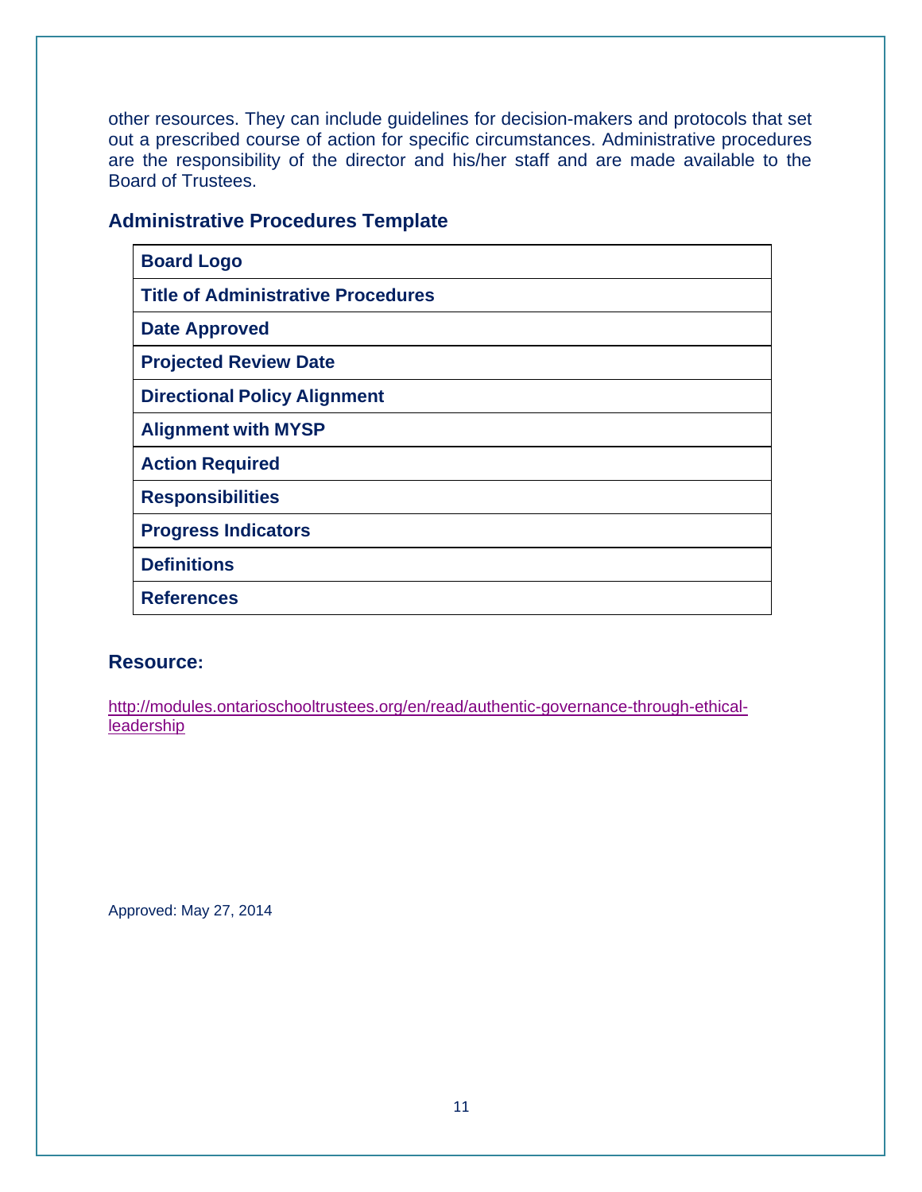other resources. They can include guidelines for decision-makers and protocols that set out a prescribed course of action for specific circumstances. Administrative procedures are the responsibility of the director and his/her staff and are made available to the Board of Trustees.

### Administrative Procedures Template

| |
|---|
| **Board Logo** |
| **Title of Administrative Procedures** |
| **Date Approved** |
| **Projected Review Date** |
| **Directional Policy Alignment** |
| **Alignment with MYSP** |
| **Action Required** |
| **Responsibilities** |
| **Progress Indicators** |
| **Definitions** |
| **References** |

### Resource:

http://modules.ontarioschooltrustees.org/en/read/authentic-governance-through-ethical-leadership

Approved: May 27, 2014